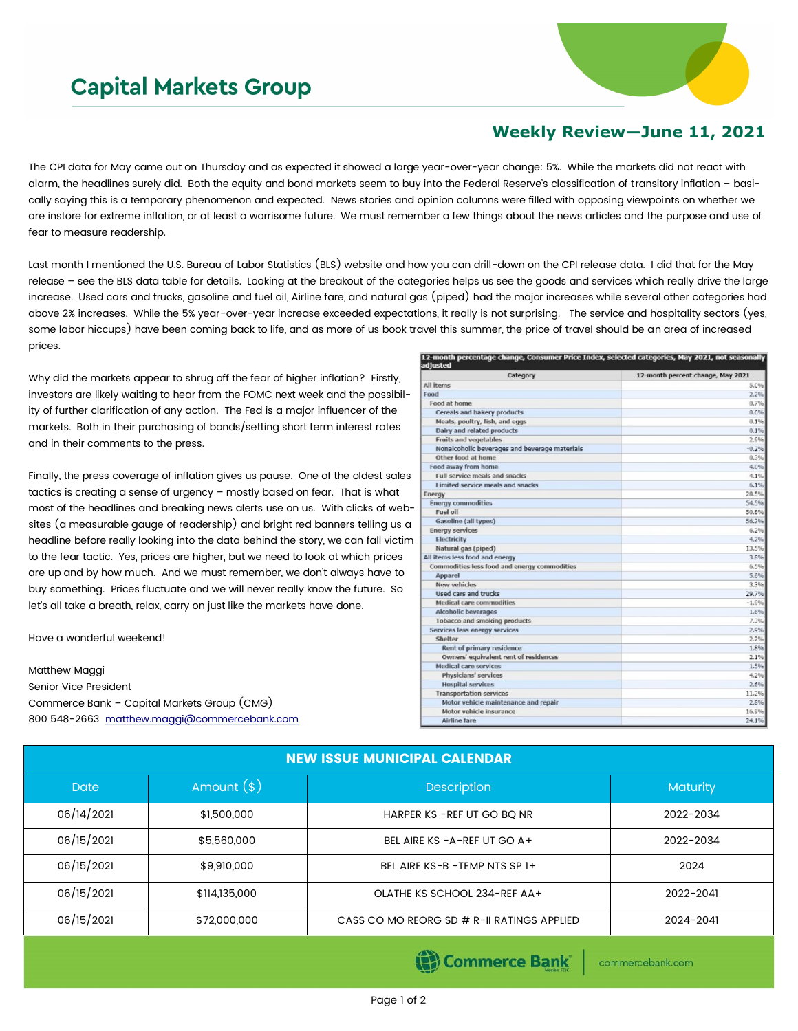# Capital Markets Group

## Weekly Review—June 11, 2021

The CPI data for May came out on Thursday and as expected it showed a large year-over-year change: 5%. While the markets did not react with alarm, the headlines surely did. Both the equity and bond markets seem to buy into the Federal Reserve's classification of transitory inflation – basically saying this is a temporary phenomenon and expected. News stories and opinion columns were filled with opposing viewpoints on whether we are instore for extreme inflation, or at least a worrisome future. We must remember a few things about the news articles and the purpose and use of fear to measure readership.

Last month I mentioned the U.S. Bureau of Labor Statistics (BLS) website and how you can drill-down on the CPI release data. I did that for the May release – see the BLS data table for details. Looking at the breakout of the categories helps us see the goods and services which really drive the large increase. Used cars and trucks, gasoline and fuel oil, Airline fare, and natural gas (piped) had the major increases while several other categories had above 2% increases. While the 5% year-over-year increase exceeded expectations, it really is not surprising. The service and hospitality sectors (yes, some labor hiccups) have been coming back to life, and as more of us book travel this summer, the price of travel should be an area of increased prices.

Why did the markets appear to shrug off the fear of higher inflation? Firstly, investors are likely waiting to hear from the FOMC next week and the possibility of further clarification of any action. The Fed is a major influencer of the markets. Both in their purchasing of bonds/setting short term interest rates and in their comments to the press.

Finally, the press coverage of inflation gives us pause. One of the oldest sales tactics is creating a sense of urgency – mostly based on fear. That is what most of the headlines and breaking news alerts use on us. With clicks of websites (a measurable gauge of readership) and bright red banners telling us a headline before really looking into the data behind the story, we can fall victim to the fear tactic. Yes, prices are higher, but we need to look at which prices are up and by how much. And we must remember, we don't always have to buy something. Prices fluctuate and we will never really know the future. So let's all take a breath, relax, carry on just like the markets have done.

Have a wonderful weekend!

Matthew Maggi
Senior Vice President
Commerce Bank – Capital Markets Group (CMG)
800 548-2663 matthew.maggi@commercebank.com

**12-month percentage change, Consumer Price Index, selected categories, May 2021, not seasonally adjusted**

| Category | 12-month percent change, May 2021 |
|---|---|
| All items | 5.0% |
| Food | 2.2% |
| Food at home | 0.7% |
| Cereals and bakery products | 0.6% |
| Meats, poultry, fish, and eggs | 0.1% |
| Dairy and related products | 0.1% |
| Fruits and vegetables | 2.9% |
| Nonalcoholic beverages and beverage materials | -0.2% |
| Other food at home | 0.3% |
| Food away from home | 4.0% |
| Full service meals and snacks | 4.1% |
| Limited service meals and snacks | 6.1% |
| Energy | 28.5% |
| Energy commodities | 54.5% |
| Fuel oil | 50.8% |
| Gasoline (all types) | 56.2% |
| Energy services | 6.2% |
| Electricity | 4.2% |
| Natural gas (piped) | 13.5% |
| All items less food and energy | 3.8% |
| Commodities less food and energy commodities | 6.5% |
| Apparel | 5.6% |
| New vehicles | 3.3% |
| Used cars and trucks | 29.7% |
| Medical care commodities | -1.9% |
| Alcoholic beverages | 1.6% |
| Tobacco and smoking products | 7.3% |
| Services less energy services | 2.9% |
| Shelter | 2.2% |
| Rent of primary residence | 1.8% |
| Owners' equivalent rent of residences | 2.1% |
| Medical care services | 1.5% |
| Physicians' services | 4.2% |
| Hospital services | 2.6% |
| Transportation services | 11.2% |
| Motor vehicle maintenance and repair | 2.8% |
| Motor vehicle insurance | 16.9% |
| Airline fare | 24.1% |

**NEW ISSUE MUNICIPAL CALENDAR**

| Date | Amount ($) | Description | Maturity |
|---|---|---|---|
| 06/14/2021 | $1,500,000 | HARPER KS -REF UT GO BQ NR | 2022-2034 |
| 06/15/2021 | $5,560,000 | BEL AIRE KS -A-REF UT GO A+ | 2022-2034 |
| 06/15/2021 | $9,910,000 | BEL AIRE KS-B -TEMP NTS SP 1+ | 2024 |
| 06/15/2021 | $114,135,000 | OLATHE KS SCHOOL 234-REF AA+ | 2022-2041 |
| 06/15/2021 | $72,000,000 | CASS CO MO REORG SD # R-II RATINGS APPLIED | 2024-2041 |

Commerce Bank | commercebank.com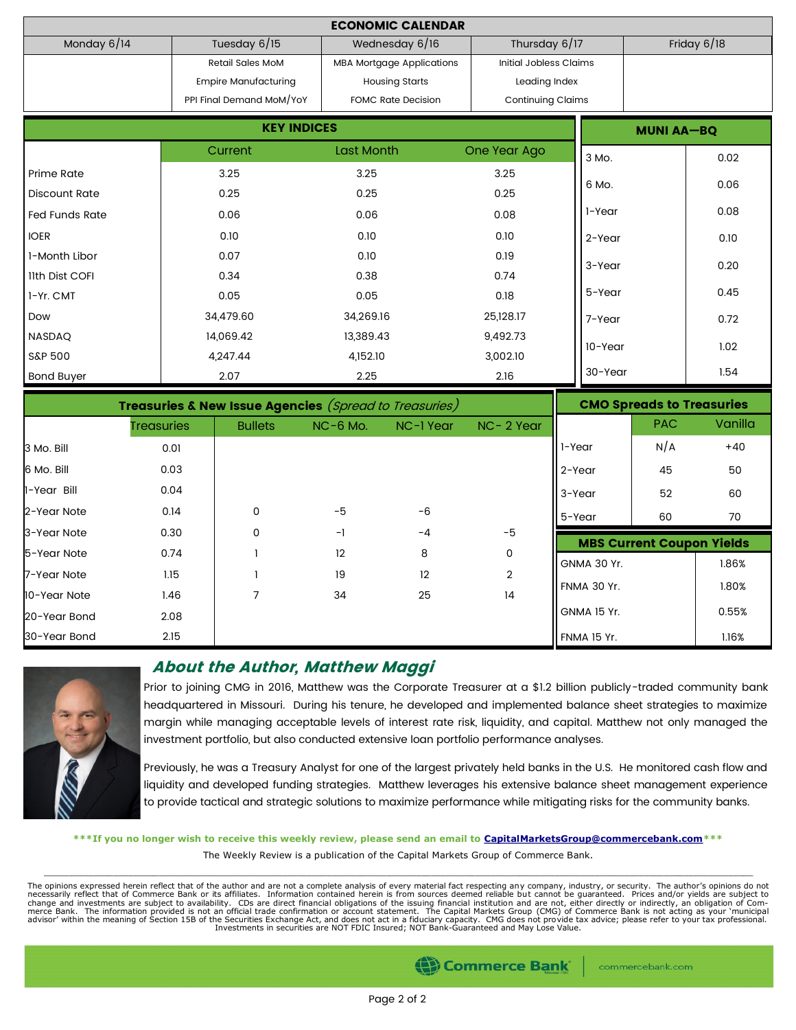## ECONOMIC CALENDAR

| Monday 6/14 | Tuesday 6/15 | Wednesday 6/16 | Thursday 6/17 | Friday 6/18 |
|---|---|---|---|---|
| | Retail Sales MoM | MBA Mortgage Applications | Initial Jobless Claims | |
| | Empire Manufacturing | Housing Starts | Leading Index | |
| | PPI Final Demand MoM/YoY | FOMC Rate Decision | Continuing Claims | |

## KEY INDICES

| | Current | Last Month | One Year Ago |
|---|---|---|---|
| Prime Rate | 3.25 | 3.25 | 3.25 |
| Discount Rate | 0.25 | 0.25 | 0.25 |
| Fed Funds Rate | 0.06 | 0.06 | 0.08 |
| IOER | 0.10 | 0.10 | 0.10 |
| 1-Month Libor | 0.07 | 0.10 | 0.19 |
| 11th Dist COFI | 0.34 | 0.38 | 0.74 |
| 1-Yr. CMT | 0.05 | 0.05 | 0.18 |
| Dow | 34,479.60 | 34,269.16 | 25,128.17 |
| NASDAQ | 14,069.42 | 13,389.43 | 9,492.73 |
| S&P 500 | 4,247.44 | 4,152.10 | 3,002.10 |
| Bond Buyer | 2.07 | 2.25 | 2.16 |

## MUNI AA—BQ

| | |
|---|---|
| 3 Mo. | 0.02 |
| 6 Mo. | 0.06 |
| 1-Year | 0.08 |
| 2-Year | 0.10 |
| 3-Year | 0.20 |
| 5-Year | 0.45 |
| 7-Year | 0.72 |
| 10-Year | 1.02 |
| 30-Year | 1.54 |

## Treasuries & New Issue Agencies *(Spread to Treasuries)*

| | Treasuries | Bullets | NC-6 Mo. | NC-1 Year | NC- 2 Year |
|---|---|---|---|---|---|
| 3 Mo. Bill | 0.01 | | | | |
| 6 Mo. Bill | 0.03 | | | | |
| 1-Year Bill | 0.04 | | | | |
| 2-Year Note | 0.14 | 0 | -5 | -6 | |
| 3-Year Note | 0.30 | 0 | -1 | -4 | -5 |
| 5-Year Note | 0.74 | 1 | 12 | 8 | 0 |
| 7-Year Note | 1.15 | 1 | 19 | 12 | 2 |
| 10-Year Note | 1.46 | 7 | 34 | 25 | 14 |
| 20-Year Bond | 2.08 | | | | |
| 30-Year Bond | 2.15 | | | | |

## CMO Spreads to Treasuries

| | PAC | Vanilla |
|---|---|---|
| 1-Year | N/A | +40 |
| 2-Year | 45 | 50 |
| 3-Year | 52 | 60 |
| 5-Year | 60 | 70 |

## MBS Current Coupon Yields

| | |
|---|---|
| GNMA 30 Yr. | 1.86% |
| FNMA 30 Yr. | 1.80% |
| GNMA 15 Yr. | 0.55% |
| FNMA 15 Yr. | 1.16% |

## *About the Author, Matthew Maggi*

Prior to joining CMG in 2016, Matthew was the Corporate Treasurer at a $1.2 billion publicly-traded community bank headquartered in Missouri. During his tenure, he developed and implemented balance sheet strategies to maximize margin while managing acceptable levels of interest rate risk, liquidity, and capital. Matthew not only managed the investment portfolio, but also conducted extensive loan portfolio performance analyses.

Previously, he was a Treasury Analyst for one of the largest privately held banks in the U.S. He monitored cash flow and liquidity and developed funding strategies. Matthew leverages his extensive balance sheet management experience to provide tactical and strategic solutions to maximize performance while mitigating risks for the community banks.

**\*\*\*If you no longer wish to receive this weekly review, please send an email to CapitalMarketsGroup@commercebank.com\*\*\***

The Weekly Review is a publication of the Capital Markets Group of Commerce Bank.

The opinions expressed herein reflect that of the author and are not a complete analysis of every material fact respecting any company, industry, or security. The author's opinions do not necessarily reflect that of Commerce Bank or its affiliates. Information contained herein is from sources deemed reliable but cannot be guaranteed. Prices and/or yields are subject to change and investments are subject to availability. CDs are direct financial obligations of the issuing financial institution and are not, either directly or indirectly, an obligation of Commerce Bank. The information provided is not an official trade confirmation or account statement. The Capital Markets Group (CMG) of Commerce Bank is not acting as your 'municipal advisor' within the meaning of Section 15B of the Securities Exchange Act, and does not act in a fiduciary capacity. CMG does not provide tax advice; please refer to your tax professional. Investments in securities are NOT FDIC Insured; NOT Bank-Guaranteed and May Lose Value.

Commerce Bank | commercebank.com